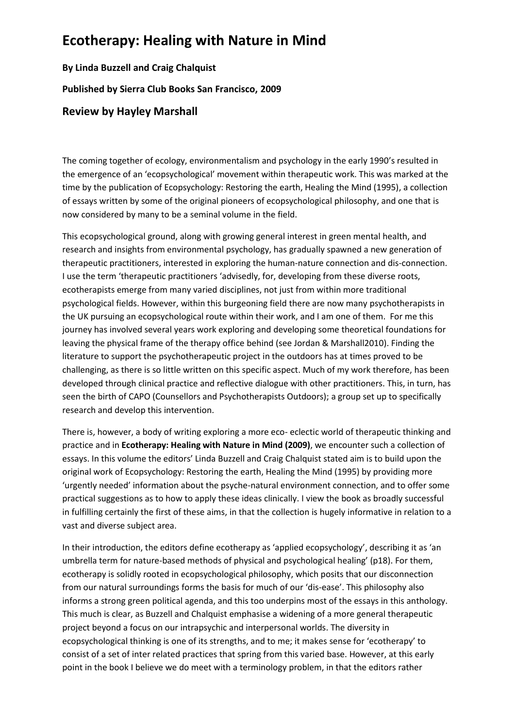# Ecotherapy: Healing with Nature in Mind

**By Linda Buzzell and Craig Chalquist**

**Published by Sierra Club Books San Francisco, 2009**

## Review by Hayley Marshall

The coming together of ecology, environmentalism and psychology in the early 1990's resulted in the emergence of an 'ecopsychological' movement within therapeutic work. This was marked at the time by the publication of Ecopsychology: Restoring the earth, Healing the Mind (1995), a collection of essays written by some of the original pioneers of ecopsychological philosophy, and one that is now considered by many to be a seminal volume in the field.

This ecopsychological ground, along with growing general interest in green mental health, and research and insights from environmental psychology, has gradually spawned a new generation of therapeutic practitioners, interested in exploring the human-nature connection and dis-connection. I use the term 'therapeutic practitioners 'advisedly, for, developing from these diverse roots, ecotherapists emerge from many varied disciplines, not just from within more traditional psychological fields. However, within this burgeoning field there are now many psychotherapists in the UK pursuing an ecopsychological route within their work, and I am one of them. For me this journey has involved several years work exploring and developing some theoretical foundations for leaving the physical frame of the therapy office behind (see Jordan & Marshall2010). Finding the literature to support the psychotherapeutic project in the outdoors has at times proved to be challenging, as there is so little written on this specific aspect. Much of my work therefore, has been developed through clinical practice and reflective dialogue with other practitioners. This, in turn, has seen the birth of CAPO (Counsellors and Psychotherapists Outdoors); a group set up to specifically research and develop this intervention.

There is, however, a body of writing exploring a more eco- eclectic world of therapeutic thinking and practice and in **Ecotherapy: Healing with Nature in Mind (2009)**, we encounter such a collection of essays. In this volume the editors' Linda Buzzell and Craig Chalquist stated aim is to build upon the original work of Ecopsychology: Restoring the earth, Healing the Mind (1995) by providing more 'urgently needed' information about the psyche-natural environment connection, and to offer some practical suggestions as to how to apply these ideas clinically. I view the book as broadly successful in fulfilling certainly the first of these aims, in that the collection is hugely informative in relation to a vast and diverse subject area.

In their introduction, the editors define ecotherapy as 'applied ecopsychology', describing it as 'an umbrella term for nature-based methods of physical and psychological healing' (p18). For them, ecotherapy is solidly rooted in ecopsychological philosophy, which posits that our disconnection from our natural surroundings forms the basis for much of our 'dis-ease'. This philosophy also informs a strong green political agenda, and this too underpins most of the essays in this anthology. This much is clear, as Buzzell and Chalquist emphasise a widening of a more general therapeutic project beyond a focus on our intrapsychic and interpersonal worlds. The diversity in ecopsychological thinking is one of its strengths, and to me; it makes sense for 'ecotherapy' to consist of a set of inter related practices that spring from this varied base. However, at this early point in the book I believe we do meet with a terminology problem, in that the editors rather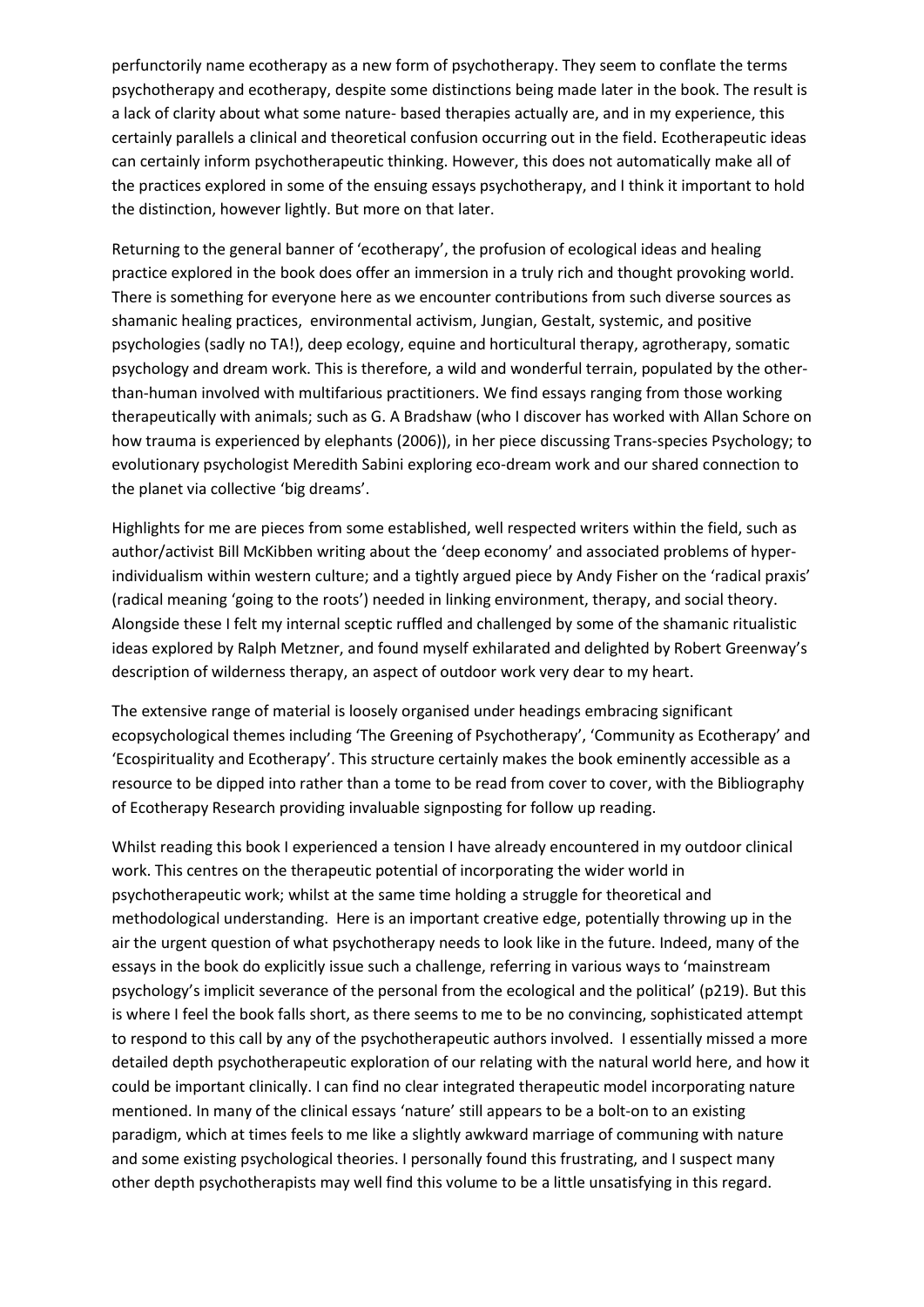perfunctorily name ecotherapy as a new form of psychotherapy. They seem to conflate the terms psychotherapy and ecotherapy, despite some distinctions being made later in the book. The result is a lack of clarity about what some nature- based therapies actually are, and in my experience, this certainly parallels a clinical and theoretical confusion occurring out in the field. Ecotherapeutic ideas can certainly inform psychotherapeutic thinking. However, this does not automatically make all of the practices explored in some of the ensuing essays psychotherapy, and I think it important to hold the distinction, however lightly. But more on that later.

Returning to the general banner of 'ecotherapy', the profusion of ecological ideas and healing practice explored in the book does offer an immersion in a truly rich and thought provoking world. There is something for everyone here as we encounter contributions from such diverse sources as shamanic healing practices, environmental activism, Jungian, Gestalt, systemic, and positive psychologies (sadly no TA!), deep ecology, equine and horticultural therapy, agrotherapy, somatic psychology and dream work. This is therefore, a wild and wonderful terrain, populated by the other-than-human involved with multifarious practitioners. We find essays ranging from those working therapeutically with animals; such as G. A Bradshaw (who I discover has worked with Allan Schore on how trauma is experienced by elephants (2006)), in her piece discussing Trans-species Psychology; to evolutionary psychologist Meredith Sabini exploring eco-dream work and our shared connection to the planet via collective 'big dreams'.

Highlights for me are pieces from some established, well respected writers within the field, such as author/activist Bill McKibben writing about the 'deep economy' and associated problems of hyper-individualism within western culture; and a tightly argued piece by Andy Fisher on the 'radical praxis' (radical meaning 'going to the roots') needed in linking environment, therapy, and social theory. Alongside these I felt my internal sceptic ruffled and challenged by some of the shamanic ritualistic ideas explored by Ralph Metzner, and found myself exhilarated and delighted by Robert Greenway's description of wilderness therapy, an aspect of outdoor work very dear to my heart.

The extensive range of material is loosely organised under headings embracing significant ecopsychological themes including 'The Greening of Psychotherapy', 'Community as Ecotherapy' and 'Ecospirituality and Ecotherapy'. This structure certainly makes the book eminently accessible as a resource to be dipped into rather than a tome to be read from cover to cover, with the Bibliography of Ecotherapy Research providing invaluable signposting for follow up reading.

Whilst reading this book I experienced a tension I have already encountered in my outdoor clinical work. This centres on the therapeutic potential of incorporating the wider world in psychotherapeutic work; whilst at the same time holding a struggle for theoretical and methodological understanding. Here is an important creative edge, potentially throwing up in the air the urgent question of what psychotherapy needs to look like in the future. Indeed, many of the essays in the book do explicitly issue such a challenge, referring in various ways to 'mainstream psychology's implicit severance of the personal from the ecological and the political' (p219). But this is where I feel the book falls short, as there seems to me to be no convincing, sophisticated attempt to respond to this call by any of the psychotherapeutic authors involved. I essentially missed a more detailed depth psychotherapeutic exploration of our relating with the natural world here, and how it could be important clinically. I can find no clear integrated therapeutic model incorporating nature mentioned. In many of the clinical essays 'nature' still appears to be a bolt-on to an existing paradigm, which at times feels to me like a slightly awkward marriage of communing with nature and some existing psychological theories. I personally found this frustrating, and I suspect many other depth psychotherapists may well find this volume to be a little unsatisfying in this regard.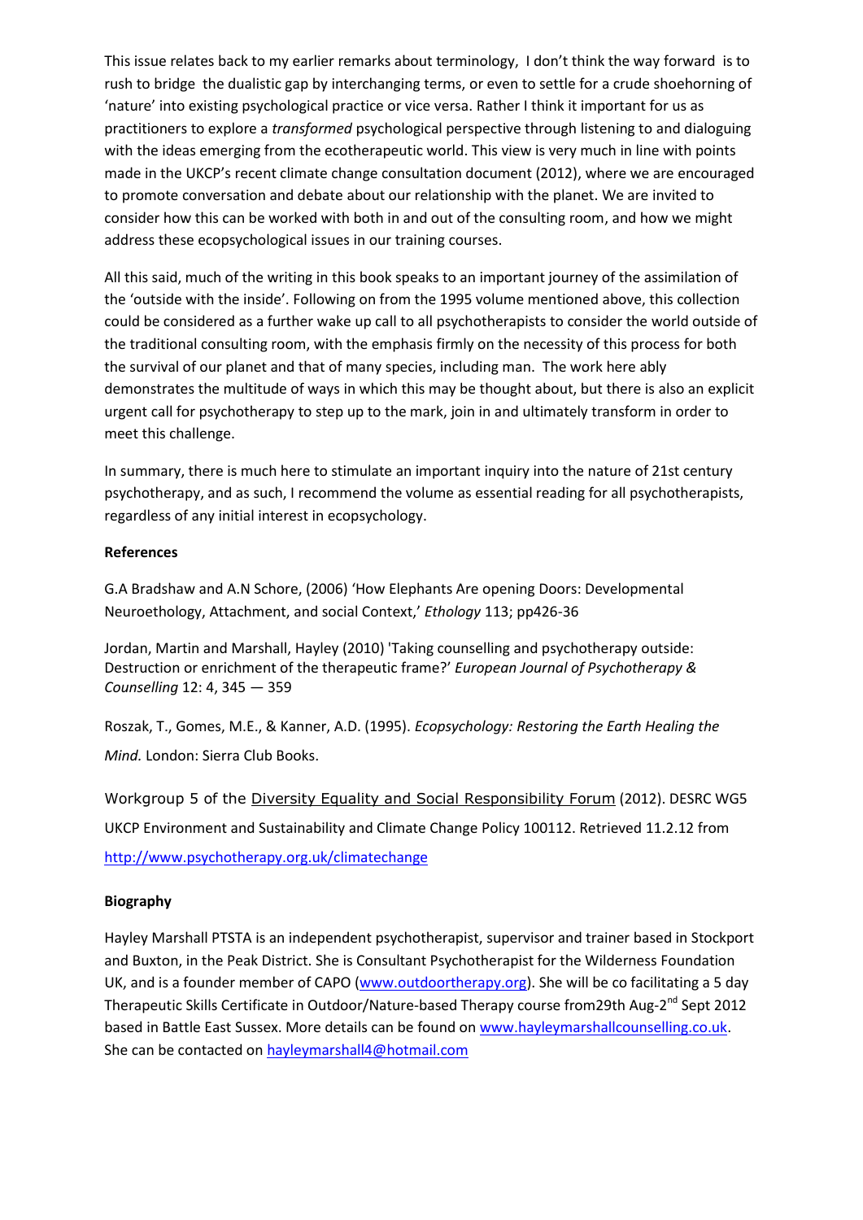This issue relates back to my earlier remarks about terminology, I don't think the way forward is to rush to bridge the dualistic gap by interchanging terms, or even to settle for a crude shoehorning of 'nature' into existing psychological practice or vice versa. Rather I think it important for us as practitioners to explore a *transformed* psychological perspective through listening to and dialoguing with the ideas emerging from the ecotherapeutic world. This view is very much in line with points made in the UKCP's recent climate change consultation document (2012), where we are encouraged to promote conversation and debate about our relationship with the planet. We are invited to consider how this can be worked with both in and out of the consulting room, and how we might address these ecopsychological issues in our training courses.

All this said, much of the writing in this book speaks to an important journey of the assimilation of the 'outside with the inside'. Following on from the 1995 volume mentioned above, this collection could be considered as a further wake up call to all psychotherapists to consider the world outside of the traditional consulting room, with the emphasis firmly on the necessity of this process for both the survival of our planet and that of many species, including man. The work here ably demonstrates the multitude of ways in which this may be thought about, but there is also an explicit urgent call for psychotherapy to step up to the mark, join in and ultimately transform in order to meet this challenge.

In summary, there is much here to stimulate an important inquiry into the nature of 21st century psychotherapy, and as such, I recommend the volume as essential reading for all psychotherapists, regardless of any initial interest in ecopsychology.

**References**

G.A Bradshaw and A.N Schore, (2006) 'How Elephants Are opening Doors: Developmental Neuroethology, Attachment, and social Context,' *Ethology* 113; pp426-36

Jordan, Martin and Marshall, Hayley (2010) 'Taking counselling and psychotherapy outside: Destruction or enrichment of the therapeutic frame?' *European Journal of Psychotherapy & Counselling* 12: 4, 345 — 359

Roszak, T., Gomes, M.E., & Kanner, A.D. (1995). *Ecopsychology: Restoring the Earth Healing the Mind.* London: Sierra Club Books.

Workgroup 5 of the Diversity Equality and Social Responsibility Forum (2012). DESRC WG5 UKCP Environment and Sustainability and Climate Change Policy 100112. Retrieved 11.2.12 from http://www.psychotherapy.org.uk/climatechange

**Biography**

Hayley Marshall PTSTA is an independent psychotherapist, supervisor and trainer based in Stockport and Buxton, in the Peak District. She is Consultant Psychotherapist for the Wilderness Foundation UK, and is a founder member of CAPO (www.outdoortherapy.org). She will be co facilitating a 5 day Therapeutic Skills Certificate in Outdoor/Nature-based Therapy course from29th Aug-2nd Sept 2012 based in Battle East Sussex. More details can be found on www.hayleymarshallcounselling.co.uk. She can be contacted on hayleymarshall4@hotmail.com